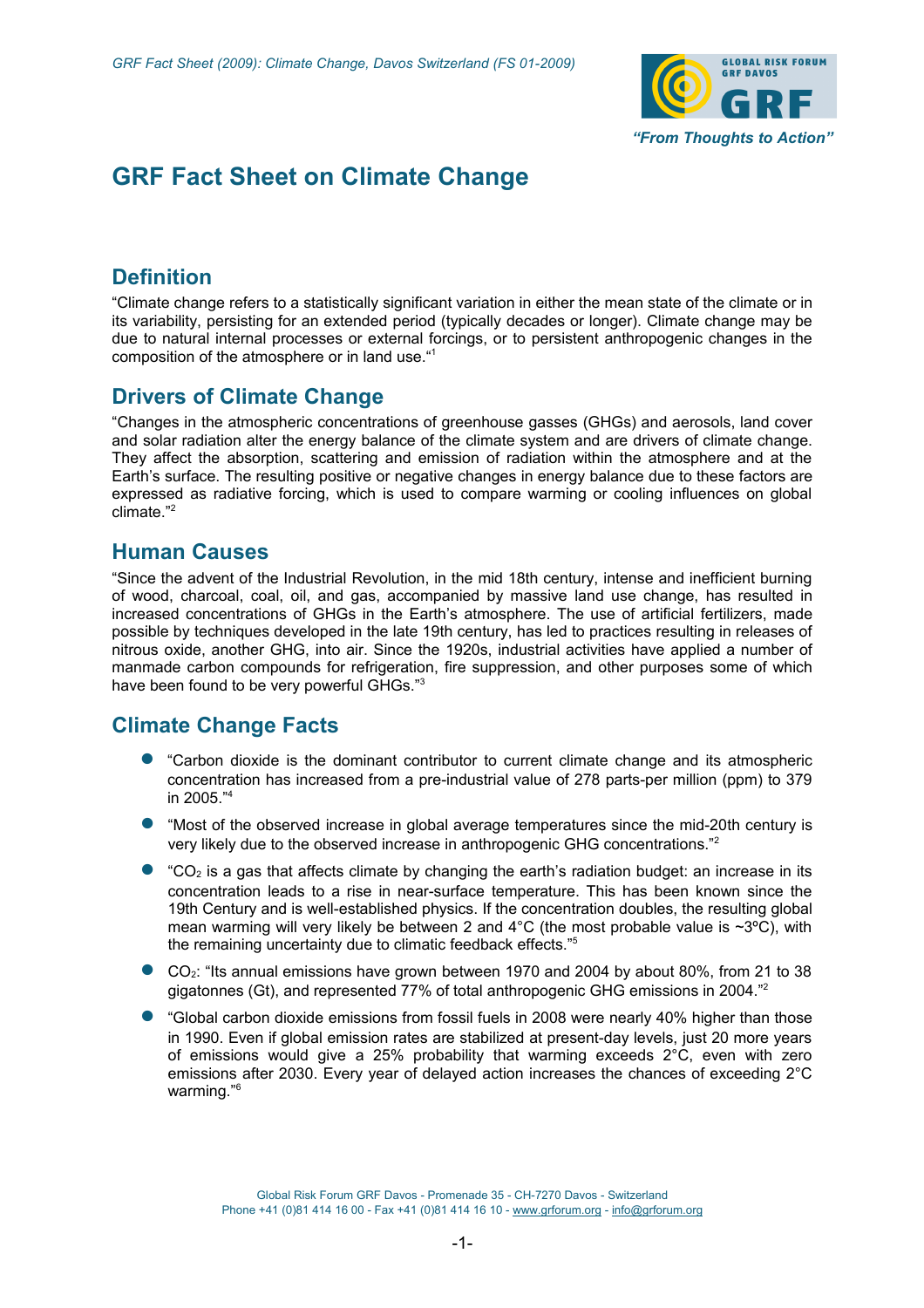# GRF Fact Sheet on Climate Change

## Definition

"Climate change refers to a statistically significant variation in either the mean state of the climate or in its variability, persisting for an extended period (typically decades or longer). Climate change may be due to natural internal processes or external forcings, or to persistent anthropogenic changes in the composition of the atmosphere or in land use."[1]

## Drivers of Climate Change

"Changes in the atmospheric concentrations of greenhouse gasses (GHGs) and aerosols, land cover and solar radiation alter the energy balance of the climate system and are drivers of climate change. They affect the absorption, scattering and emission of radiation within the atmosphere and at the Earth's surface. The resulting positive or negative changes in energy balance due to these factors are expressed as radiative forcing, which is used to compare warming or cooling influences on global climate."[2]

## Human Causes

"Since the advent of the Industrial Revolution, in the mid 18th century, intense and inefficient burning of wood, charcoal, coal, oil, and gas, accompanied by massive land use change, has resulted in increased concentrations of GHGs in the Earth's atmosphere. The use of artificial fertilizers, made possible by techniques developed in the late 19th century, has led to practices resulting in releases of nitrous oxide, another GHG, into air. Since the 1920s, industrial activities have applied a number of manmade carbon compounds for refrigeration, fire suppression, and other purposes some of which have been found to be very powerful GHGs."[3]

## Climate Change Facts

- "Carbon dioxide is the dominant contributor to current climate change and its atmospheric concentration has increased from a pre-industrial value of 278 parts-per million (ppm) to 379 in 2005."[4]
- "Most of the observed increase in global average temperatures since the mid-20th century is very likely due to the observed increase in anthropogenic GHG concentrations."[2]
- "$CO_2$ is a gas that affects climate by changing the earth's radiation budget: an increase in its concentration leads to a rise in near-surface temperature. This has been known since the 19th Century and is well-established physics. If the concentration doubles, the resulting global mean warming will very likely be between 2 and 4°C (the most probable value is ~3ºC), with the remaining uncertainty due to climatic feedback effects."[5]
- $CO_2$: "Its annual emissions have grown between 1970 and 2004 by about 80%, from 21 to 38 gigatonnes (Gt), and represented 77% of total anthropogenic GHG emissions in 2004."[2]
- "Global carbon dioxide emissions from fossil fuels in 2008 were nearly 40% higher than those in 1990. Even if global emission rates are stabilized at present-day levels, just 20 more years of emissions would give a 25% probability that warming exceeds 2°C, even with zero emissions after 2030. Every year of delayed action increases the chances of exceeding 2°C warming."[6]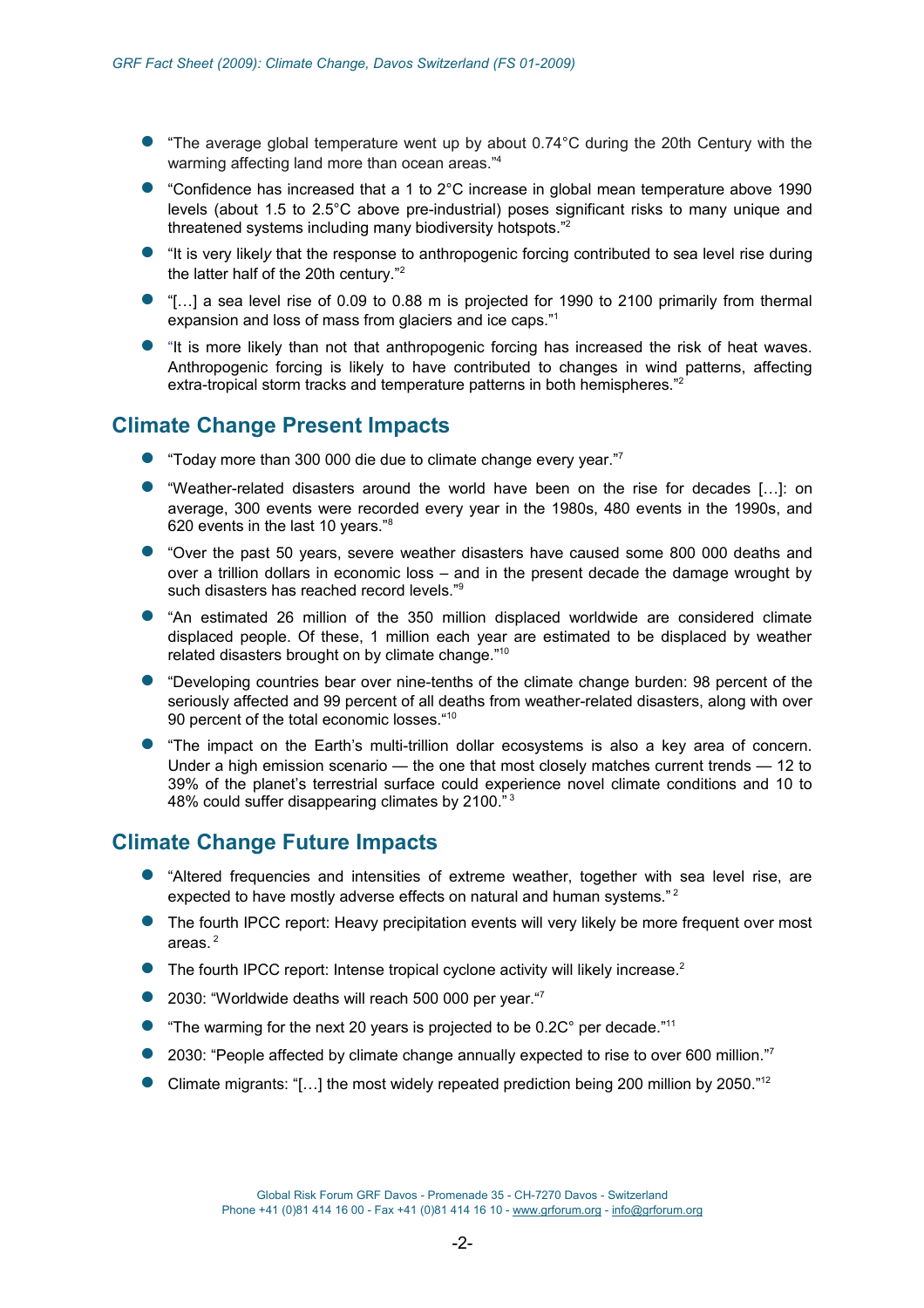- "The average global temperature went up by about 0.74°C during the 20th Century with the warming affecting land more than ocean areas."[4]
- "Confidence has increased that a 1 to 2°C increase in global mean temperature above 1990 levels (about 1.5 to 2.5°C above pre-industrial) poses significant risks to many unique and threatened systems including many biodiversity hotspots."[2]
- "It is very likely that the response to anthropogenic forcing contributed to sea level rise during the latter half of the 20th century."[2]
- "[…] a sea level rise of 0.09 to 0.88 m is projected for 1990 to 2100 primarily from thermal expansion and loss of mass from glaciers and ice caps."[1]
- "It is more likely than not that anthropogenic forcing has increased the risk of heat waves. Anthropogenic forcing is likely to have contributed to changes in wind patterns, affecting extra-tropical storm tracks and temperature patterns in both hemispheres."[2]

## Climate Change Present Impacts

- "Today more than 300 000 die due to climate change every year."[7]
- "Weather-related disasters around the world have been on the rise for decades […]: on average, 300 events were recorded every year in the 1980s, 480 events in the 1990s, and 620 events in the last 10 years."[8]
- "Over the past 50 years, severe weather disasters have caused some 800 000 deaths and over a trillion dollars in economic loss – and in the present decade the damage wrought by such disasters has reached record levels."[9]
- "An estimated 26 million of the 350 million displaced worldwide are considered climate displaced people. Of these, 1 million each year are estimated to be displaced by weather related disasters brought on by climate change."[10]
- "Developing countries bear over nine-tenths of the climate change burden: 98 percent of the seriously affected and 99 percent of all deaths from weather-related disasters, along with over 90 percent of the total economic losses."[10]
- "The impact on the Earth's multi-trillion dollar ecosystems is also a key area of concern. Under a high emission scenario — the one that most closely matches current trends — 12 to 39% of the planet's terrestrial surface could experience novel climate conditions and 10 to 48% could suffer disappearing climates by 2100."[3]

## Climate Change Future Impacts

- "Altered frequencies and intensities of extreme weather, together with sea level rise, are expected to have mostly adverse effects on natural and human systems."[2]
- The fourth IPCC report: Heavy precipitation events will very likely be more frequent over most areas.[2]
- The fourth IPCC report: Intense tropical cyclone activity will likely increase.[2]
- 2030: "Worldwide deaths will reach 500 000 per year."[7]
- "The warming for the next 20 years is projected to be 0.2C° per decade."[11]
- 2030: "People affected by climate change annually expected to rise to over 600 million."[7]
- Climate migrants: "[…] the most widely repeated prediction being 200 million by 2050."[12]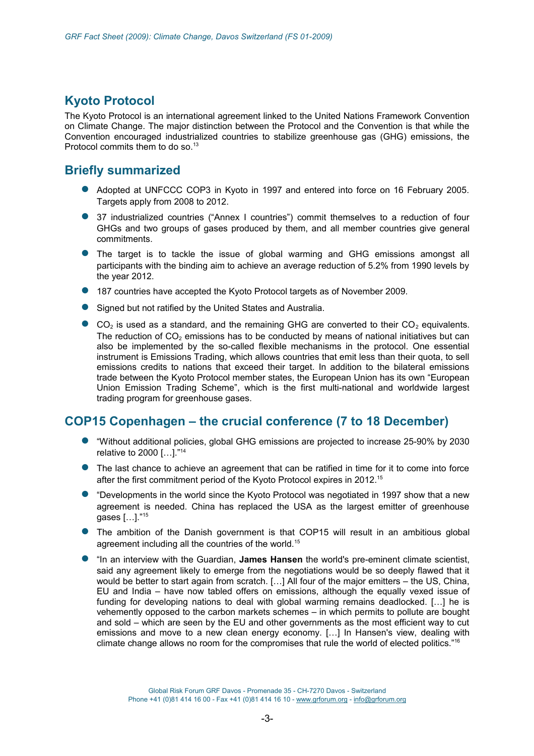## Kyoto Protocol

The Kyoto Protocol is an international agreement linked to the United Nations Framework Convention on Climate Change. The major distinction between the Protocol and the Convention is that while the Convention encouraged industrialized countries to stabilize greenhouse gas (GHG) emissions, the Protocol commits them to do so.[13]

## Briefly summarized

- Adopted at UNFCCC COP3 in Kyoto in 1997 and entered into force on 16 February 2005. Targets apply from 2008 to 2012.
- 37 industrialized countries ("Annex I countries") commit themselves to a reduction of four GHGs and two groups of gases produced by them, and all member countries give general commitments.
- The target is to tackle the issue of global warming and GHG emissions amongst all participants with the binding aim to achieve an average reduction of 5.2% from 1990 levels by the year 2012.
- 187 countries have accepted the Kyoto Protocol targets as of November 2009.
- Signed but not ratified by the United States and Australia.
- $CO_2$ is used as a standard, and the remaining GHG are converted to their $CO_2$ equivalents. The reduction of $CO_2$ emissions has to be conducted by means of national initiatives but can also be implemented by the so-called flexible mechanisms in the protocol. One essential instrument is Emissions Trading, which allows countries that emit less than their quota, to sell emissions credits to nations that exceed their target. In addition to the bilateral emissions trade between the Kyoto Protocol member states, the European Union has its own "European Union Emission Trading Scheme", which is the first multi-national and worldwide largest trading program for greenhouse gases.

## COP15 Copenhagen – the crucial conference (7 to 18 December)

- "Without additional policies, global GHG emissions are projected to increase 25-90% by 2030 relative to 2000 […]."[14]
- The last chance to achieve an agreement that can be ratified in time for it to come into force after the first commitment period of the Kyoto Protocol expires in 2012.[15]
- "Developments in the world since the Kyoto Protocol was negotiated in 1997 show that a new agreement is needed. China has replaced the USA as the largest emitter of greenhouse gases […]."[15]
- The ambition of the Danish government is that COP15 will result in an ambitious global agreement including all the countries of the world.[15]
- "In an interview with the Guardian, **James Hansen** the world's pre-eminent climate scientist, said any agreement likely to emerge from the negotiations would be so deeply flawed that it would be better to start again from scratch. […] All four of the major emitters – the US, China, EU and India – have now tabled offers on emissions, although the equally vexed issue of funding for developing nations to deal with global warming remains deadlocked. […] he is vehemently opposed to the carbon markets schemes – in which permits to pollute are bought and sold – which are seen by the EU and other governments as the most efficient way to cut emissions and move to a new clean energy economy. […] In Hansen's view, dealing with climate change allows no room for the compromises that rule the world of elected politics."[16]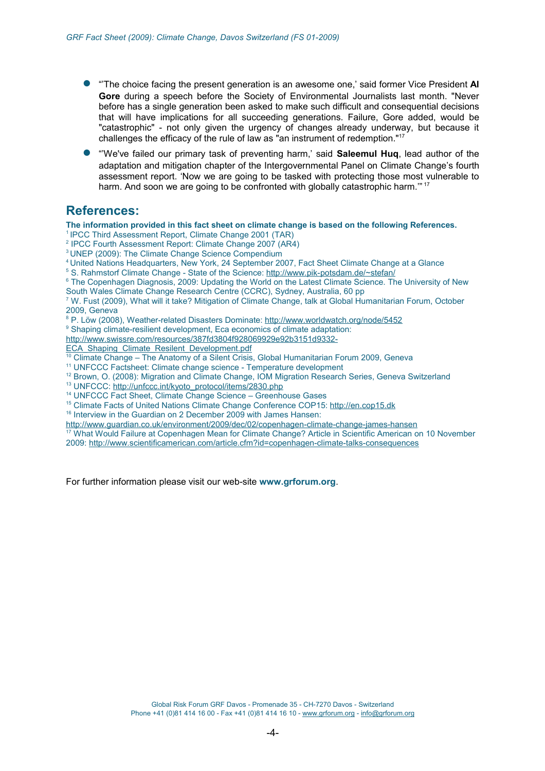- "'The choice facing the present generation is an awesome one,' said former Vice President **Al Gore** during a speech before the Society of Environmental Journalists last month. "Never before has a single generation been asked to make such difficult and consequential decisions that will have implications for all succeeding generations. Failure, Gore added, would be "catastrophic" - not only given the urgency of changes already underway, but because it challenges the efficacy of the rule of law as "an instrument of redemption."[17]
- "'We've failed our primary task of preventing harm,' said **Saleemul Huq**, lead author of the adaptation and mitigation chapter of the Intergovernmental Panel on Climate Change's fourth assessment report. 'Now we are going to be tasked with protecting those most vulnerable to harm. And soon we are going to be confronted with globally catastrophic harm.'"[17]

## References:

**The information provided in this fact sheet on climate change is based on the following References.**

[1] IPCC Third Assessment Report, Climate Change 2001 (TAR)
[2] IPCC Fourth Assessment Report: Climate Change 2007 (AR4)
[3] UNEP (2009): The Climate Change Science Compendium
[4] United Nations Headquarters, New York, 24 September 2007, Fact Sheet Climate Change at a Glance
[5] S. Rahmstorf Climate Change - State of the Science: http://www.pik-potsdam.de/~stefan/
[6] The Copenhagen Diagnosis, 2009: Updating the World on the Latest Climate Science. The University of New South Wales Climate Change Research Centre (CCRC), Sydney, Australia, 60 pp
[7] W. Fust (2009), What will it take? Mitigation of Climate Change, talk at Global Humanitarian Forum, October 2009, Geneva
[8] P. Löw (2008), Weather-related Disasters Dominate: http://www.worldwatch.org/node/5452
[9] Shaping climate-resilient development, Eca economics of climate adaptation: http://www.swissre.com/resources/387fd3804f928069929e92b3151d9332-ECA_Shaping_Climate_Resilent_Development.pdf
[10] Climate Change – The Anatomy of a Silent Crisis, Global Humanitarian Forum 2009, Geneva
[11] UNFCCC Factsheet: Climate change science - Temperature development
[12] Brown, O. (2008): Migration and Climate Change, IOM Migration Research Series, Geneva Switzerland
[13] UNFCCC: http://unfccc.int/kyoto_protocol/items/2830.php
[14] UNFCCC Fact Sheet, Climate Change Science – Greenhouse Gases
[15] Climate Facts of United Nations Climate Change Conference COP15: http://en.cop15.dk
[16] Interview in the Guardian on 2 December 2009 with James Hansen: http://www.guardian.co.uk/environment/2009/dec/02/copenhagen-climate-change-james-hansen
[17] What Would Failure at Copenhagen Mean for Climate Change? Article in Scientific American on 10 November 2009: http://www.scientificamerican.com/article.cfm?id=copenhagen-climate-talks-consequences

For further information please visit our web-site **www.grforum.org**.

Global Risk Forum GRF Davos - Promenade 35 - CH-7270 Davos - Switzerland
Phone +41 (0)81 414 16 00 - Fax +41 (0)81 414 16 10 - www.grforum.org - info@grforum.org